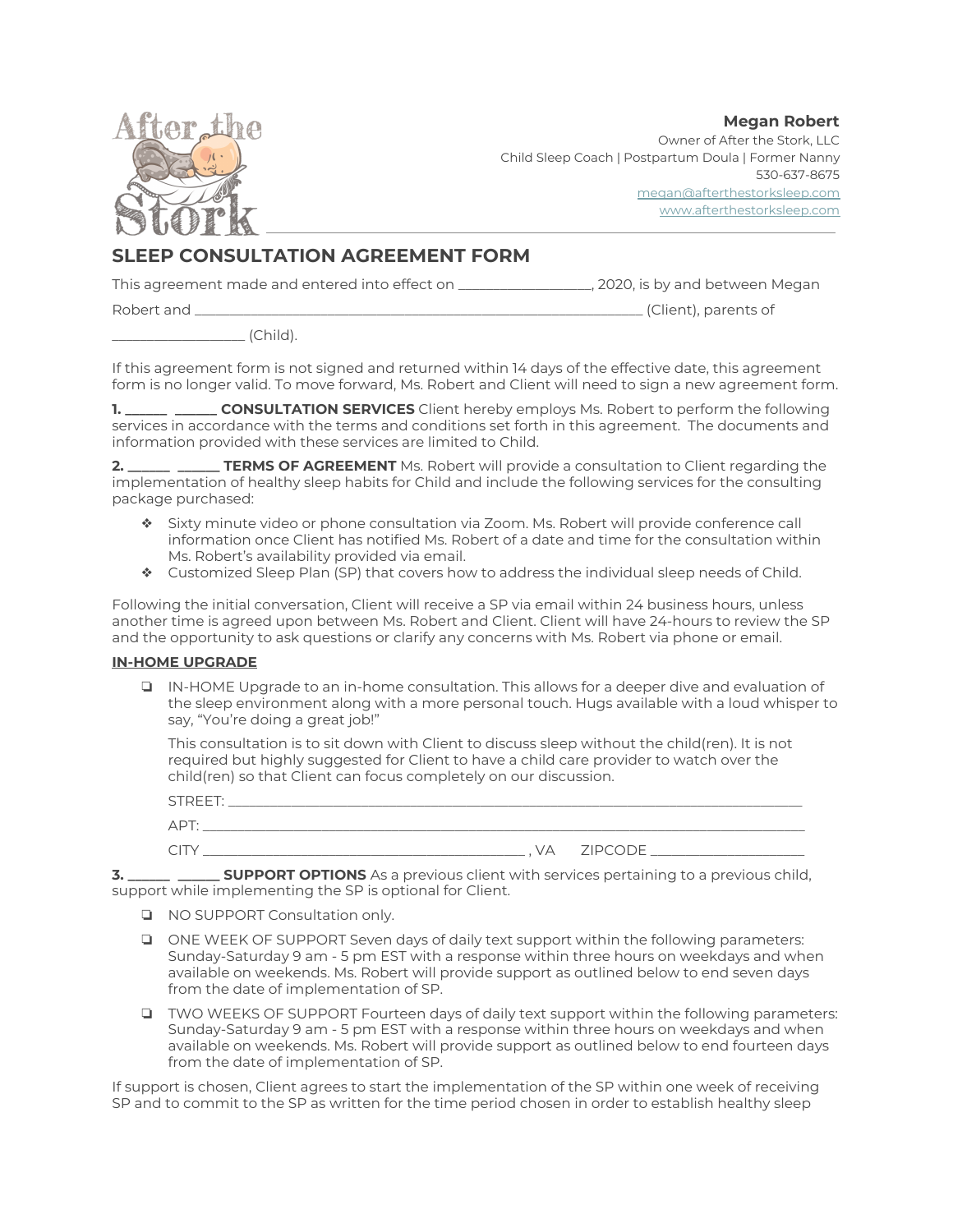**Megan Robert**
Owner of After the Stork, LLC
Child Sleep Coach | Postpartum Doula | Former Nanny
530-637-8675
megan@afterthestorksleep.com
www.afterthestorksleep.com

## SLEEP CONSULTATION AGREEMENT FORM

This agreement made and entered into effect on __________________, 2020, is by and between Megan Robert and ______________________________________________________________ (Client), parents of __________________ (Child).

If this agreement form is not signed and returned within 14 days of the effective date, this agreement form is no longer valid. To move forward, Ms. Robert and Client will need to sign a new agreement form.

**1. ______ ______ CONSULTATION SERVICES** Client hereby employs Ms. Robert to perform the following services in accordance with the terms and conditions set forth in this agreement. The documents and information provided with these services are limited to Child.

**2. ______ ______ TERMS OF AGREEMENT** Ms. Robert will provide a consultation to Client regarding the implementation of healthy sleep habits for Child and include the following services for the consulting package purchased:

- Sixty minute video or phone consultation via Zoom. Ms. Robert will provide conference call information once Client has notified Ms. Robert of a date and time for the consultation within Ms. Robert's availability provided via email.
- Customized Sleep Plan (SP) that covers how to address the individual sleep needs of Child.

Following the initial conversation, Client will receive a SP via email within 24 business hours, unless another time is agreed upon between Ms. Robert and Client. Client will have 24-hours to review the SP and the opportunity to ask questions or clarify any concerns with Ms. Robert via phone or email.

**IN-HOME UPGRADE**

- ❏ IN-HOME Upgrade to an in-home consultation. This allows for a deeper dive and evaluation of the sleep environment along with a more personal touch. Hugs available with a loud whisper to say, "You're doing a great job!"

  This consultation is to sit down with Client to discuss sleep without the child(ren). It is not required but highly suggested for Client to have a child care provider to watch over the child(ren) so that Client can focus completely on our discussion.

  STREET: ________________________________________________________________________________

  APT: ___________________________________________________________________________________

  CITY _____________________________________________ , VA ZIPCODE _____________________

**3. ______ ______ SUPPORT OPTIONS** As a previous client with services pertaining to a previous child, support while implementing the SP is optional for Client.

- ❏ NO SUPPORT Consultation only.
- ❏ ONE WEEK OF SUPPORT Seven days of daily text support within the following parameters: Sunday-Saturday 9 am - 5 pm EST with a response within three hours on weekdays and when available on weekends. Ms. Robert will provide support as outlined below to end seven days from the date of implementation of SP.
- ❏ TWO WEEKS OF SUPPORT Fourteen days of daily text support within the following parameters: Sunday-Saturday 9 am - 5 pm EST with a response within three hours on weekdays and when available on weekends. Ms. Robert will provide support as outlined below to end fourteen days from the date of implementation of SP.

If support is chosen, Client agrees to start the implementation of the SP within one week of receiving SP and to commit to the SP as written for the time period chosen in order to establish healthy sleep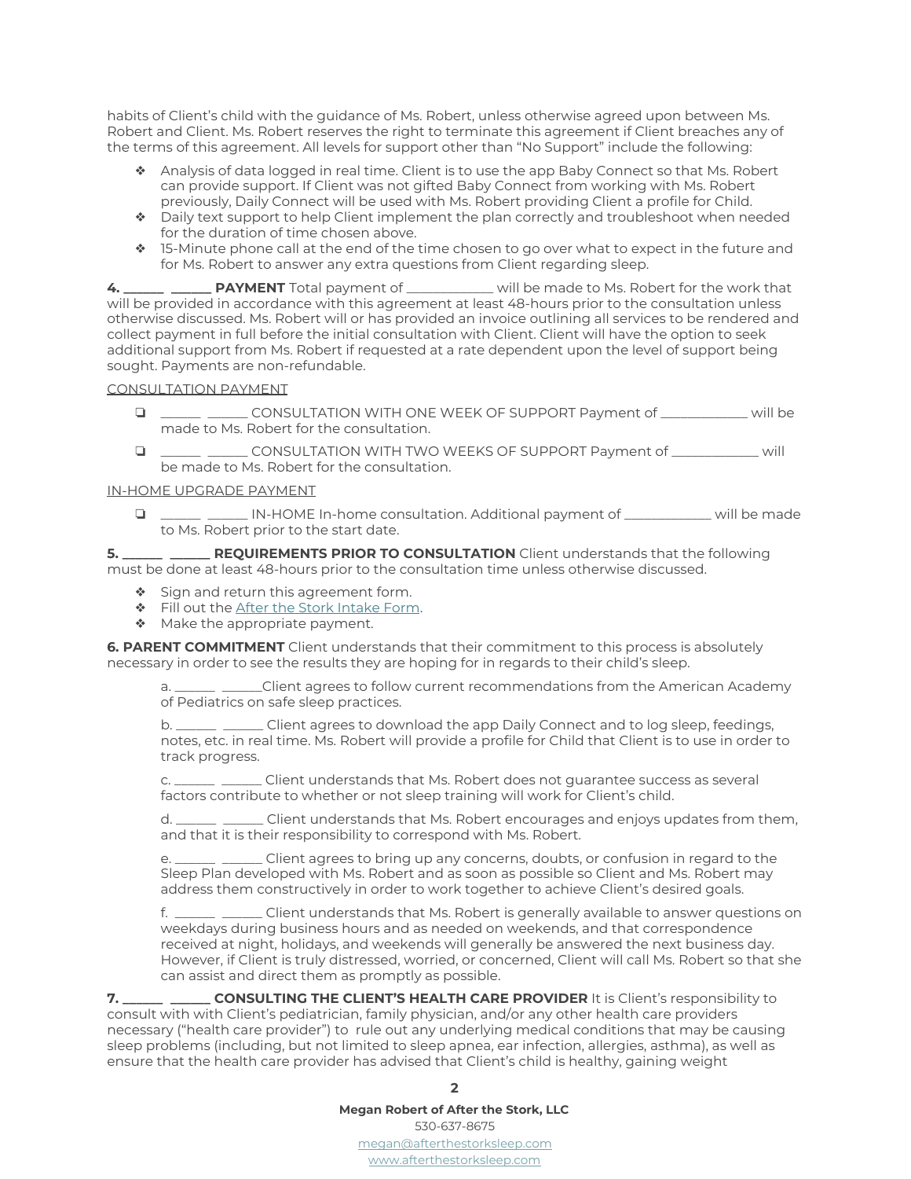habits of Client's child with the guidance of Ms. Robert, unless otherwise agreed upon between Ms. Robert and Client. Ms. Robert reserves the right to terminate this agreement if Client breaches any of the terms of this agreement. All levels for support other than "No Support" include the following:

- Analysis of data logged in real time. Client is to use the app Baby Connect so that Ms. Robert can provide support. If Client was not gifted Baby Connect from working with Ms. Robert previously, Daily Connect will be used with Ms. Robert providing Client a profile for Child.
- Daily text support to help Client implement the plan correctly and troubleshoot when needed for the duration of time chosen above.
- 15-Minute phone call at the end of the time chosen to go over what to expect in the future and for Ms. Robert to answer any extra questions from Client regarding sleep.

**4. ______ ______ PAYMENT** Total payment of ____________ will be made to Ms. Robert for the work that will be provided in accordance with this agreement at least 48-hours prior to the consultation unless otherwise discussed. Ms. Robert will or has provided an invoice outlining all services to be rendered and collect payment in full before the initial consultation with Client. Client will have the option to seek additional support from Ms. Robert if requested at a rate dependent upon the level of support being sought. Payments are non-refundable.

CONSULTATION PAYMENT

- ❏ ______ ______ CONSULTATION WITH ONE WEEK OF SUPPORT Payment of ____________ will be made to Ms. Robert for the consultation.
- ❏ ______ ______ CONSULTATION WITH TWO WEEKS OF SUPPORT Payment of ____________ will be made to Ms. Robert for the consultation.

IN-HOME UPGRADE PAYMENT

- ❏ ______ ______ IN-HOME In-home consultation. Additional payment of ____________ will be made to Ms. Robert prior to the start date.

**5. ______ ______ REQUIREMENTS PRIOR TO CONSULTATION** Client understands that the following must be done at least 48-hours prior to the consultation time unless otherwise discussed.

- Sign and return this agreement form.
- Fill out the After the Stork Intake Form.
- Make the appropriate payment.

**6. PARENT COMMITMENT** Client understands that their commitment to this process is absolutely necessary in order to see the results they are hoping for in regards to their child's sleep.

a. ______ ______Client agrees to follow current recommendations from the American Academy of Pediatrics on safe sleep practices.

b. ______ ______ Client agrees to download the app Daily Connect and to log sleep, feedings, notes, etc. in real time. Ms. Robert will provide a profile for Child that Client is to use in order to track progress.

c. ______ ______ Client understands that Ms. Robert does not guarantee success as several factors contribute to whether or not sleep training will work for Client's child.

d. ______ ______ Client understands that Ms. Robert encourages and enjoys updates from them, and that it is their responsibility to correspond with Ms. Robert.

e. ______ ______ Client agrees to bring up any concerns, doubts, or confusion in regard to the Sleep Plan developed with Ms. Robert and as soon as possible so Client and Ms. Robert may address them constructively in order to work together to achieve Client's desired goals.

f. ______ ______ Client understands that Ms. Robert is generally available to answer questions on weekdays during business hours and as needed on weekends, and that correspondence received at night, holidays, and weekends will generally be answered the next business day. However, if Client is truly distressed, worried, or concerned, Client will call Ms. Robert so that she can assist and direct them as promptly as possible.

**7. ______ ______ CONSULTING THE CLIENT'S HEALTH CARE PROVIDER** It is Client's responsibility to consult with with Client's pediatrician, family physician, and/or any other health care providers necessary ("health care provider") to rule out any underlying medical conditions that may be causing sleep problems (including, but not limited to sleep apnea, ear infection, allergies, asthma), as well as ensure that the health care provider has advised that Client's child is healthy, gaining weight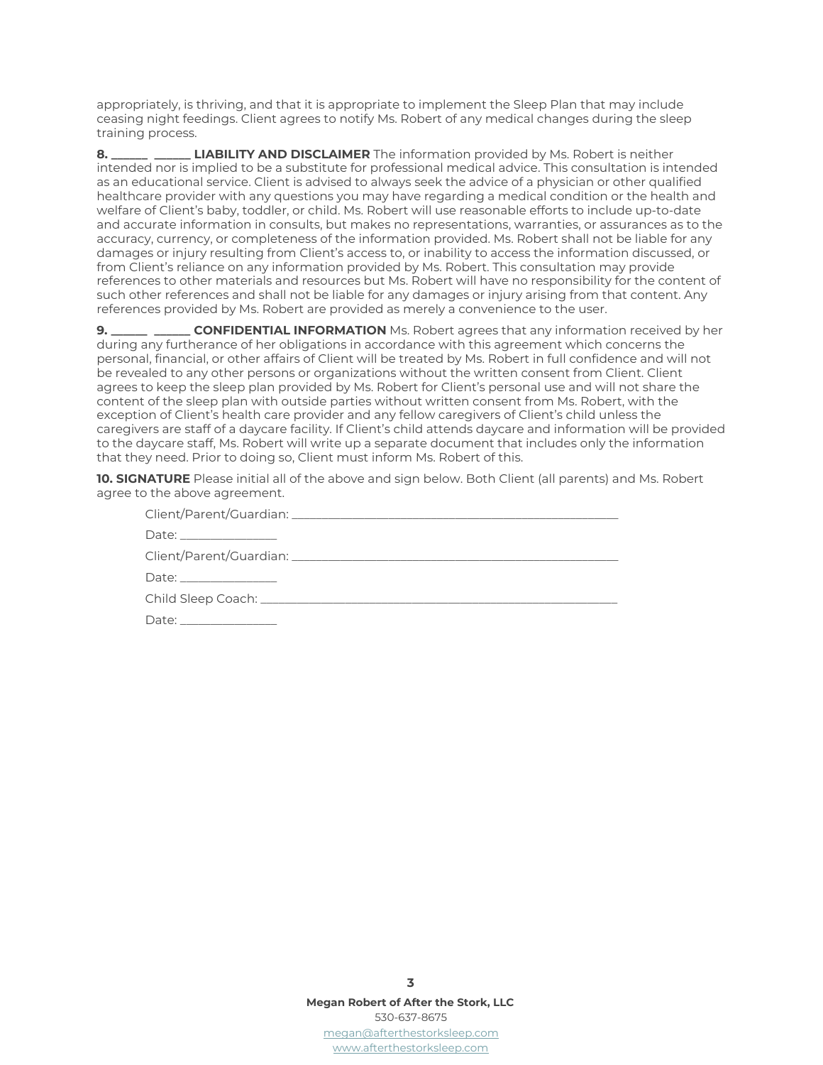appropriately, is thriving, and that it is appropriate to implement the Sleep Plan that may include ceasing night feedings. Client agrees to notify Ms. Robert of any medical changes during the sleep training process.

**8. ______ ______ LIABILITY AND DISCLAIMER** The information provided by Ms. Robert is neither intended nor is implied to be a substitute for professional medical advice. This consultation is intended as an educational service. Client is advised to always seek the advice of a physician or other qualified healthcare provider with any questions you may have regarding a medical condition or the health and welfare of Client's baby, toddler, or child. Ms. Robert will use reasonable efforts to include up-to-date and accurate information in consults, but makes no representations, warranties, or assurances as to the accuracy, currency, or completeness of the information provided. Ms. Robert shall not be liable for any damages or injury resulting from Client's access to, or inability to access the information discussed, or from Client's reliance on any information provided by Ms. Robert. This consultation may provide references to other materials and resources but Ms. Robert will have no responsibility for the content of such other references and shall not be liable for any damages or injury arising from that content. Any references provided by Ms. Robert are provided as merely a convenience to the user.

**9. ______ ______ CONFIDENTIAL INFORMATION** Ms. Robert agrees that any information received by her during any furtherance of her obligations in accordance with this agreement which concerns the personal, financial, or other affairs of Client will be treated by Ms. Robert in full confidence and will not be revealed to any other persons or organizations without the written consent from Client. Client agrees to keep the sleep plan provided by Ms. Robert for Client's personal use and will not share the content of the sleep plan with outside parties without written consent from Ms. Robert, with the exception of Client's health care provider and any fellow caregivers of Client's child unless the caregivers are staff of a daycare facility. If Client's child attends daycare and information will be provided to the daycare staff, Ms. Robert will write up a separate document that includes only the information that they need. Prior to doing so, Client must inform Ms. Robert of this.

**10. SIGNATURE** Please initial all of the above and sign below. Both Client (all parents) and Ms. Robert agree to the above agreement.

Client/Parent/Guardian: ______________________________________________

Date: ________________

Client/Parent/Guardian: ______________________________________________

Date: ________________

Child Sleep Coach: ______________________________________________

Date: ________________

**Megan Robert of After the Stork, LLC**
530-637-8675
megan@afterthestorksleep.com
www.afterthestorksleep.com